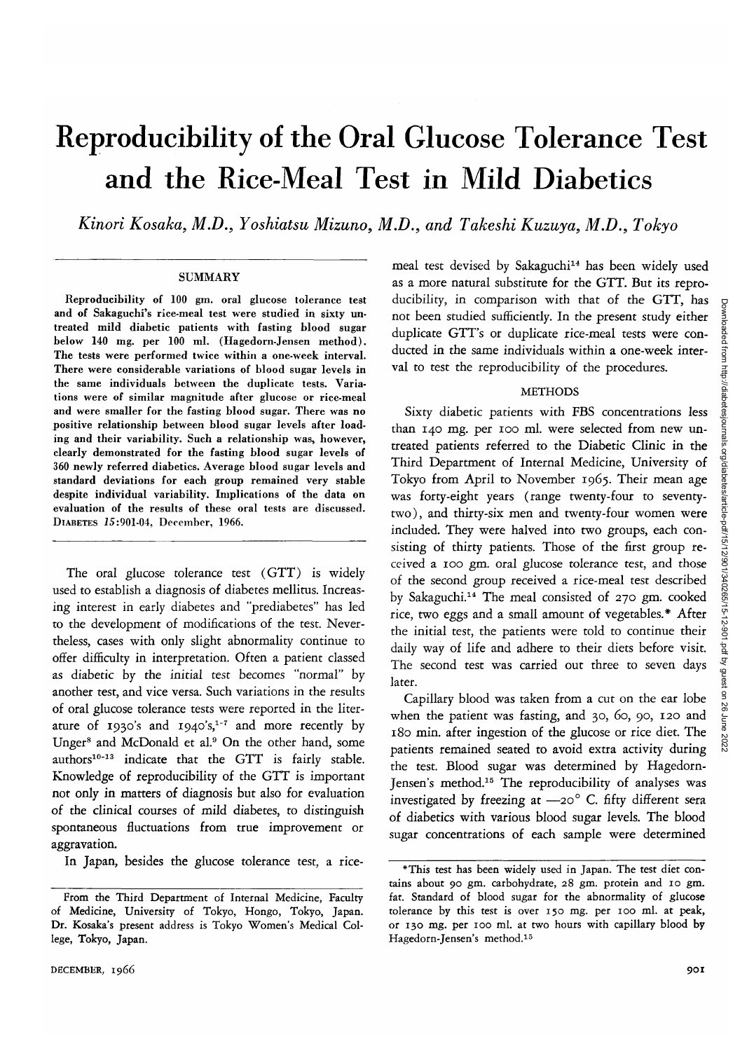# Reproducibility of the Oral Glucose Tolerance Test and the Rice-Meal Test in Mild Diabetics

*Kinori Kosaka, M.D., Yoshiatsu Mizuno, M.D., and Takeshi Kuzuya, M.D., Tokyo*

## SUMMARY

Reproducibility of 100 gm. oral glucose tolerance test and of Sakaguchi's rice-meal test were studied in sixty untreated mild diabetic patients with fasting blood sugar below 140 mg. per 100 ml. (Hagedorn-Jensen method). The tests were performed twice within a one-week interval. There were considerable variations of blood sugar levels in the same individuals between the duplicate tests. Variations were of similar magnitude after glucose or rice-meal and were smaller for the fasting blood sugar. There was no positive relationship between blood sugar levels after loading and their variability. Such a relationship was, however, clearly demonstrated for the fasting blood sugar levels of 360 newly referred diabetics. Average blood sugar levels and standard deviations for each group remained very stable despite individual variability. Implications of the data on evaluation of the results of these oral tests are discussed. DIABETES 15:901-04, December, 1966.

The oral glucose tolerance test (GTT) is widely used to establish a diagnosis of diabetes mellitus. Increasing interest in early diabetes and "prediabetes" has led to the development of modifications of the test. Nevertheless, cases with only slight abnormality continue to offer difficulty in interpretation. Often a patient classed as diabetic by the initial test becomes "normal" by another test, and vice versa. Such variations in the results of oral glucose tolerance tests were reported in the literature of 1930's and 1940's,[1-7] and more recently by Unger[8] and McDonald et al.[9] On the other hand, some authors[10-13] indicate that the GTT is fairly stable. Knowledge of reproducibility of the GTT is important not only in matters of diagnosis but also for evaluation of the clinical courses of mild diabetes, to distinguish spontaneous fluctuations from true improvement or aggravation.

In Japan, besides the glucose tolerance test, a rice-meal test devised by Sakaguchi[14] has been widely used as a more natural substitute for the GTT. But its reproducibility, in comparison with that of the GTT, has not been studied sufficiently. In the present study either duplicate GTT's or duplicate rice-meal tests were conducted in the same individuals within a one-week interval to test the reproducibility of the procedures.

## METHODS

Sixty diabetic patients with FBS concentrations less than 140 mg. per 100 ml. were selected from new untreated patients referred to the Diabetic Clinic in the Third Department of Internal Medicine, University of Tokyo from April to November 1965. Their mean age was forty-eight years (range twenty-four to seventy-two), and thirty-six men and twenty-four women were included. They were halved into two groups, each consisting of thirty patients. Those of the first group received a 100 gm. oral glucose tolerance test, and those of the second group received a rice-meal test described by Sakaguchi.[14] The meal consisted of 270 gm. cooked rice, two eggs and a small amount of vegetables.* After the initial test, the patients were told to continue their daily way of life and adhere to their diets before visit. The second test was carried out three to seven days later.

Capillary blood was taken from a cut on the ear lobe when the patient was fasting, and 30, 60, 90, 120 and 180 min. after ingestion of the glucose or rice diet. The patients remained seated to avoid extra activity during the test. Blood sugar was determined by Hagedorn-Jensen's method.[15] The reproducibility of analyses was investigated by freezing at —20° C. fifty different sera of diabetics with various blood sugar levels. The blood sugar concentrations of each sample were determined

*This test has been widely used in Japan. The test diet contains about 90 gm. carbohydrate, 28 gm. protein and 10 gm. fat. Standard of blood sugar for the abnormality of glucose tolerance by this test is over 150 mg. per 100 ml. at peak, or 130 mg. per 100 ml. at two hours with capillary blood by Hagedorn-Jensen's method.[15]

From the Third Department of Internal Medicine, Faculty of Medicine, University of Tokyo, Hongo, Tokyo, Japan. Dr. Kosaka's present address is Tokyo Women's Medical College, Tokyo, Japan.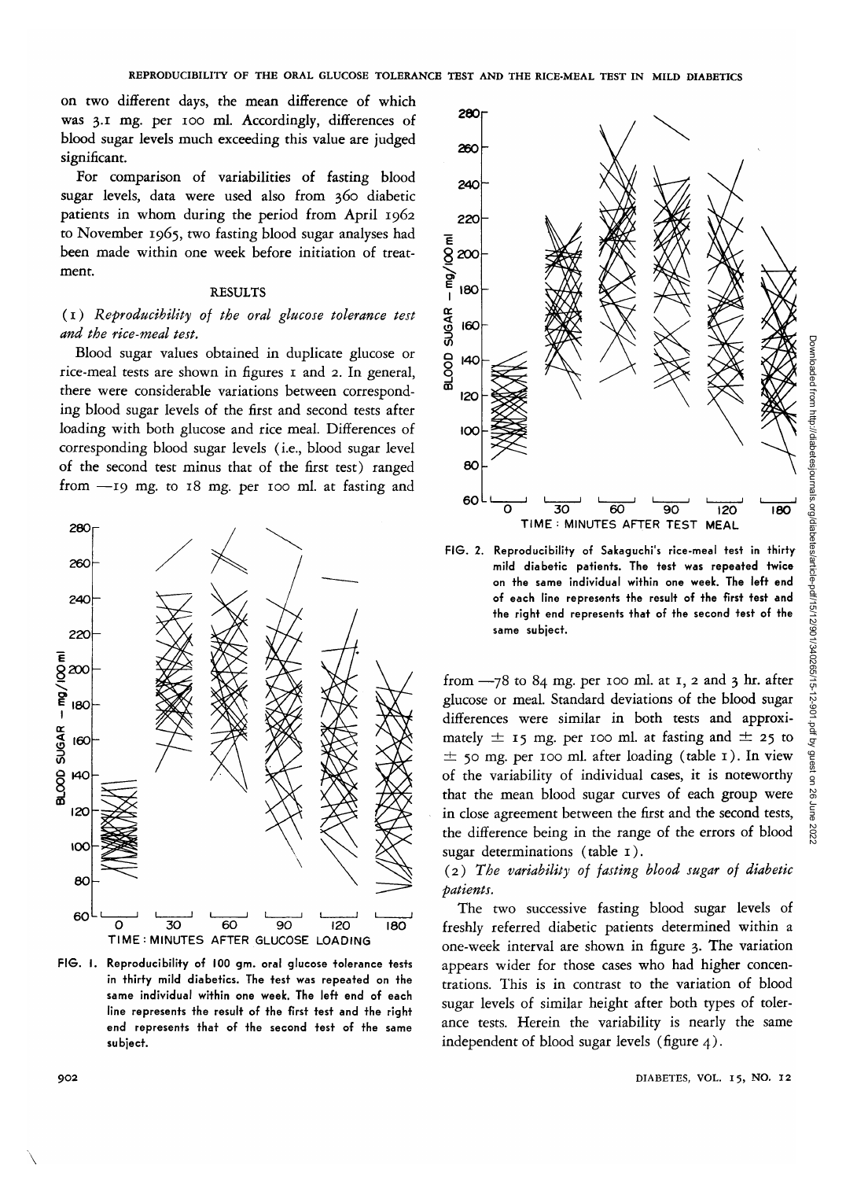on two different days, the mean difference of which was 3.1 mg. per 100 ml. Accordingly, differences of blood sugar levels much exceeding this value are judged significant.

For comparison of variabilities of fasting blood sugar levels, data were used also from 360 diabetic patients in whom during the period from April 1962 to November 1965, two fasting blood sugar analyses had been made within one week before initiation of treatment.

## RESULTS

### (1) *Reproducibility of the oral glucose tolerance test and the rice-meal test.*

Blood sugar values obtained in duplicate glucose or rice-meal tests are shown in figures 1 and 2. In general, there were considerable variations between corresponding blood sugar levels of the first and second tests after loading with both glucose and rice meal. Differences of corresponding blood sugar levels (i.e., blood sugar level of the second test minus that of the first test) ranged from −19 mg. to 18 mg. per 100 ml. at fasting and from −78 to 84 mg. per 100 ml. at 1, 2 and 3 hr. after glucose or meal. Standard deviations of the blood sugar differences were similar in both tests and approximately ± 15 mg. per 100 ml. at fasting and ± 25 to ± 50 mg. per 100 ml. after loading (table 1). In view of the variability of individual cases, it is noteworthy that the mean blood sugar curves of each group were in close agreement between the first and the second tests, the difference being in the range of the errors of blood sugar determinations (table 1).

FIG. 1. Reproducibility of 100 gm. oral glucose tolerance tests in thirty mild diabetics. The test was repeated on the same individual within one week. The left end of each line represents the result of the first test and the right end represents that of the second test of the same subject.

FIG. 2. Reproducibility of Sakaguchi's rice-meal test in thirty mild diabetic patients. The test was repeated twice on the same individual within one week. The left end of each line represents the result of the first test and the right end represents that of the second test of the same subject.

### (2) *The variability of fasting blood sugar of diabetic patients.*

The two successive fasting blood sugar levels of freshly referred diabetic patients determined within a one-week interval are shown in figure 3. The variation appears wider for those cases who had higher concentrations. This is in contrast to the variation of blood sugar levels of similar height after both types of tolerance tests. Herein the variability is nearly the same independent of blood sugar levels (figure 4).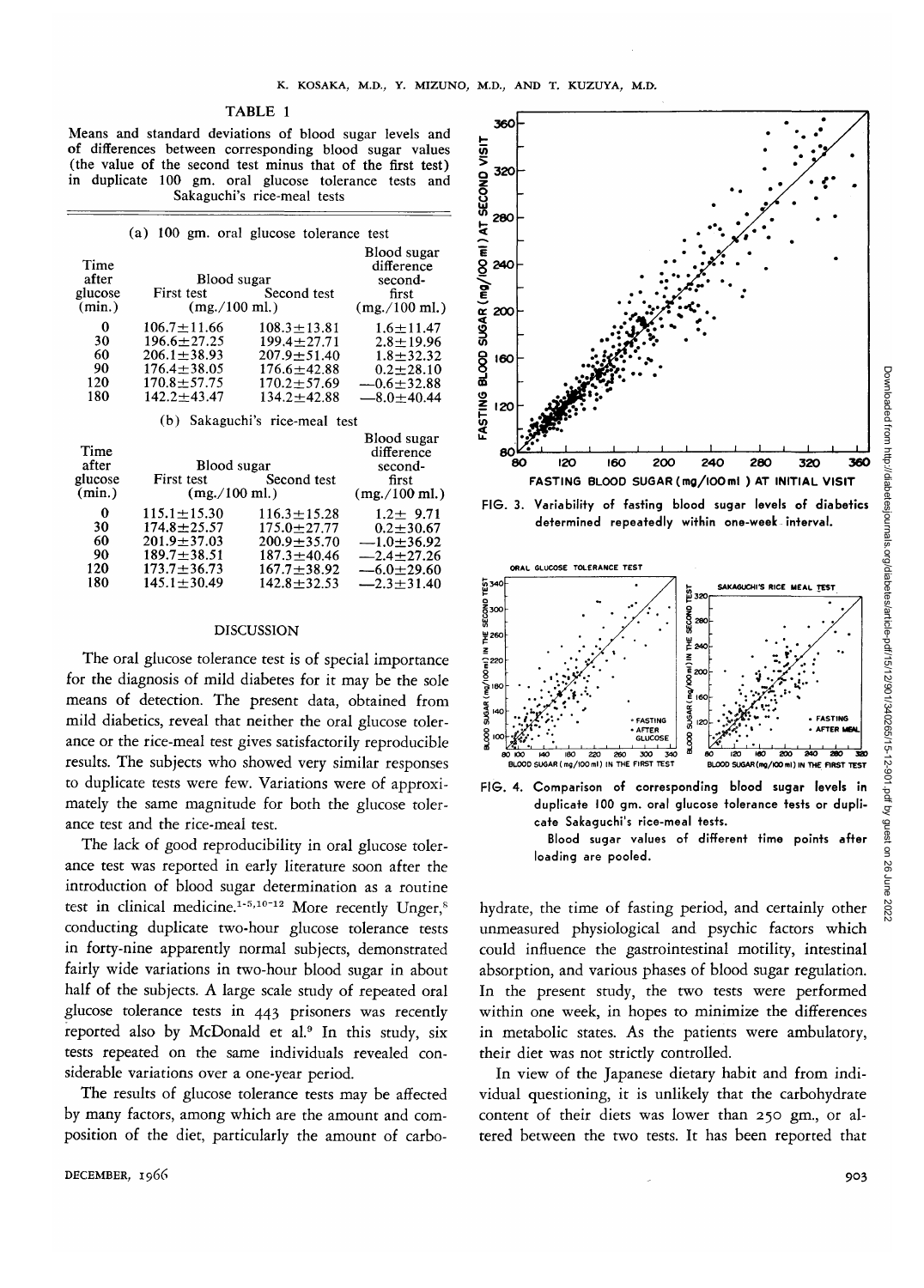TABLE 1

Means and standard deviations of blood sugar levels and of differences between corresponding blood sugar values (the value of the second test minus that of the first test) in duplicate 100 gm. oral glucose tolerance tests and Sakaguchi's rice-meal tests

(a) 100 gm. oral glucose tolerance test

| Time after glucose (min.) | Blood sugar First test (mg./100 ml.) | Blood sugar Second test (mg./100 ml.) | Blood sugar difference second-first (mg./100 ml.) |
|---|---|---|---|
| 0 | 106.7±11.66 | 108.3±13.81 | 1.6±11.47 |
| 30 | 196.6±27.25 | 199.4±27.71 | 2.8±19.96 |
| 60 | 206.1±38.93 | 207.9±51.40 | 1.8±32.32 |
| 90 | 176.4±38.05 | 176.6±42.88 | 0.2±28.10 |
| 120 | 170.8±57.75 | 170.2±57.69 | —0.6±32.88 |
| 180 | 142.2±43.47 | 134.2±42.88 | —8.0±40.44 |

(b) Sakaguchi's rice-meal test

| Time after glucose (min.) | Blood sugar First test (mg./100 ml.) | Blood sugar Second test (mg./100 ml.) | Blood sugar difference second-first (mg./100 ml.) |
|---|---|---|---|
| 0 | 115.1±15.30 | 116.3±15.28 | 1.2± 9.71 |
| 30 | 174.8±25.57 | 175.0±27.77 | 0.2±30.67 |
| 60 | 201.9±37.03 | 200.9±35.70 | —1.0±36.92 |
| 90 | 189.7±38.51 | 187.3±40.46 | —2.4±27.26 |
| 120 | 173.7±36.73 | 167.7±38.92 | —6.0±29.60 |
| 180 | 145.1±30.49 | 142.8±32.53 | —2.3±31.40 |

## DISCUSSION

The oral glucose tolerance test is of special importance for the diagnosis of mild diabetes for it may be the sole means of detection. The present data, obtained from mild diabetics, reveal that neither the oral glucose tolerance or the rice-meal test gives satisfactorily reproducible results. The subjects who showed very similar responses to duplicate tests were few. Variations were of approximately the same magnitude for both the glucose tolerance test and the rice-meal test.

The lack of good reproducibility in oral glucose tolerance test was reported in early literature soon after the introduction of blood sugar determination as a routine test in clinical medicine.[1-5,10-12] More recently Unger,[8] conducting duplicate two-hour glucose tolerance tests in forty-nine apparently normal subjects, demonstrated fairly wide variations in two-hour blood sugar in about half of the subjects. A large scale study of repeated oral glucose tolerance tests in 443 prisoners was recently reported also by McDonald et al.[9] In this study, six tests repeated on the same individuals revealed considerable variations over a one-year period.

The results of glucose tolerance tests may be affected by many factors, among which are the amount and composition of the diet, particularly the amount of carbohydrate, the time of fasting period, and certainly other unmeasured physiological and psychic factors which could influence the gastrointestinal motility, intestinal absorption, and various phases of blood sugar regulation. In the present study, the two tests were performed within one week, in hopes to minimize the differences in metabolic states. As the patients were ambulatory, their diet was not strictly controlled.

In view of the Japanese dietary habit and from individual questioning, it is unlikely that the carbohydrate content of their diets was lower than 250 gm., or altered between the two tests. It has been reported that

FIG. 3. Variability of fasting blood sugar levels of diabetics determined repeatedly within one-week interval.

FIG. 4. Comparison of corresponding blood sugar levels in duplicate 100 gm. oral glucose tolerance tests or duplicate Sakaguchi's rice-meal tests.
Blood sugar values of different time points after loading are pooled.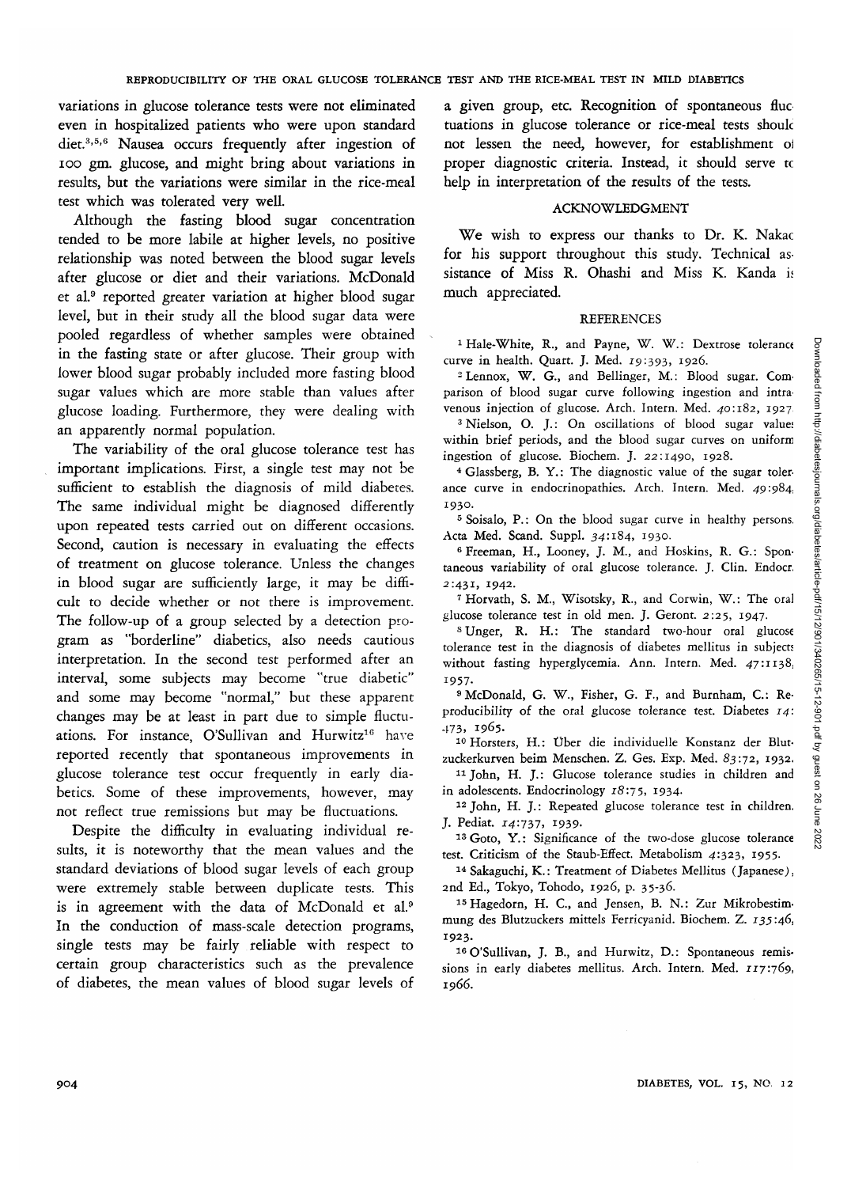variations in glucose tolerance tests were not eliminated even in hospitalized patients who were upon standard diet.[3,5,6] Nausea occurs frequently after ingestion of 100 gm. glucose, and might bring about variations in results, but the variations were similar in the rice-meal test which was tolerated very well.

Although the fasting blood sugar concentration tended to be more labile at higher levels, no positive relationship was noted between the blood sugar levels after glucose or diet and their variations. McDonald et al.[9] reported greater variation at higher blood sugar level, but in their study all the blood sugar data were pooled regardless of whether samples were obtained in the fasting state or after glucose. Their group with lower blood sugar probably included more fasting blood sugar values which are more stable than values after glucose loading. Furthermore, they were dealing with an apparently normal population.

The variability of the oral glucose tolerance test has important implications. First, a single test may not be sufficient to establish the diagnosis of mild diabetes. The same individual might be diagnosed differently upon repeated tests carried out on different occasions. Second, caution is necessary in evaluating the effects of treatment on glucose tolerance. Unless the changes in blood sugar are sufficiently large, it may be difficult to decide whether or not there is improvement. The follow-up of a group selected by a detection program as "borderline" diabetics, also needs cautious interpretation. In the second test performed after an interval, some subjects may become "true diabetic" and some may become "normal," but these apparent changes may be at least in part due to simple fluctuations. For instance, O'Sullivan and Hurwitz[16] have reported recently that spontaneous improvements in glucose tolerance test occur frequently in early diabetics. Some of these improvements, however, may not reflect true remissions but may be fluctuations.

Despite the difficulty in evaluating individual results, it is noteworthy that the mean values and the standard deviations of blood sugar levels of each group were extremely stable between duplicate tests. This is in agreement with the data of McDonald et al.[9] In the conduction of mass-scale detection programs, single tests may be fairly reliable with respect to certain group characteristics such as the prevalence of diabetes, the mean values of blood sugar levels of a given group, etc. Recognition of spontaneous fluctuations in glucose tolerance or rice-meal tests should not lessen the need, however, for establishment of proper diagnostic criteria. Instead, it should serve to help in interpretation of the results of the tests.

## ACKNOWLEDGMENT

We wish to express our thanks to Dr. K. Nakao for his support throughout this study. Technical assistance of Miss R. Ohashi and Miss K. Kanda is much appreciated.

## REFERENCES

[1] Hale-White, R., and Payne, W. W.: Dextrose tolerance curve in health. Quart. J. Med. *19*:393, 1926.

[2] Lennox, W. G., and Bellinger, M.: Blood sugar. Comparison of blood sugar curve following ingestion and intravenous injection of glucose. Arch. Intern. Med. *40*:182, 1927.

[3] Nielson, O. J.: On oscillations of blood sugar values within brief periods, and the blood sugar curves on uniform ingestion of glucose. Biochem. J. *22*:1490, 1928.

[4] Glassberg, B. Y.: The diagnostic value of the sugar tolerance curve in endocrinopathies. Arch. Intern. Med. *49*:984, 1930.

[5] Soisalo, P.: On the blood sugar curve in healthy persons. Acta Med. Scand. Suppl. *34*:184, 1930.

[6] Freeman, H., Looney, J. M., and Hoskins, R. G.: Spontaneous variability of oral glucose tolerance. J. Clin. Endocr. *2*:431, 1942.

[7] Horvath, S. M., Wisotsky, R., and Corwin, W.: The oral glucose tolerance test in old men. J. Geront. *2*:25, 1947.

[8] Unger, R. H.: The standard two-hour oral glucose tolerance test in the diagnosis of diabetes mellitus in subjects without fasting hyperglycemia. Ann. Intern. Med. *47*:1138, 1957.

[9] McDonald, G. W., Fisher, G. F., and Burnham, C.: Reproducibility of the oral glucose tolerance test. Diabetes *14*: 473, 1965.

[10] Horsters, H.: Über die individuelle Konstanz der Blutzuckerkurven beim Menschen. Z. Ges. Exp. Med. *83*:72, 1932.

[11] John, H. J.: Glucose tolerance studies in children and in adolescents. Endocrinology *18*:75, 1934.

[12] John, H. J.: Repeated glucose tolerance test in children. J. Pediat. *14*:737, 1939.

[13] Goto, Y.: Significance of the two-dose glucose tolerance test. Criticism of the Staub-Effect. Metabolism *4*:323, 1955.

[14] Sakaguchi, K.: Treatment of Diabetes Mellitus (Japanese), 2nd Ed., Tokyo, Tohodo, 1926, p. 35-36.

[15] Hagedorn, H. C., and Jensen, B. N.: Zur Mikrobestimmung des Blutzuckers mittels Ferricyanid. Biochem. Z. *135*:46, 1923.

[16] O'Sullivan, J. B., and Hurwitz, D.: Spontaneous remissions in early diabetes mellitus. Arch. Intern. Med. *117*:769, 1966.